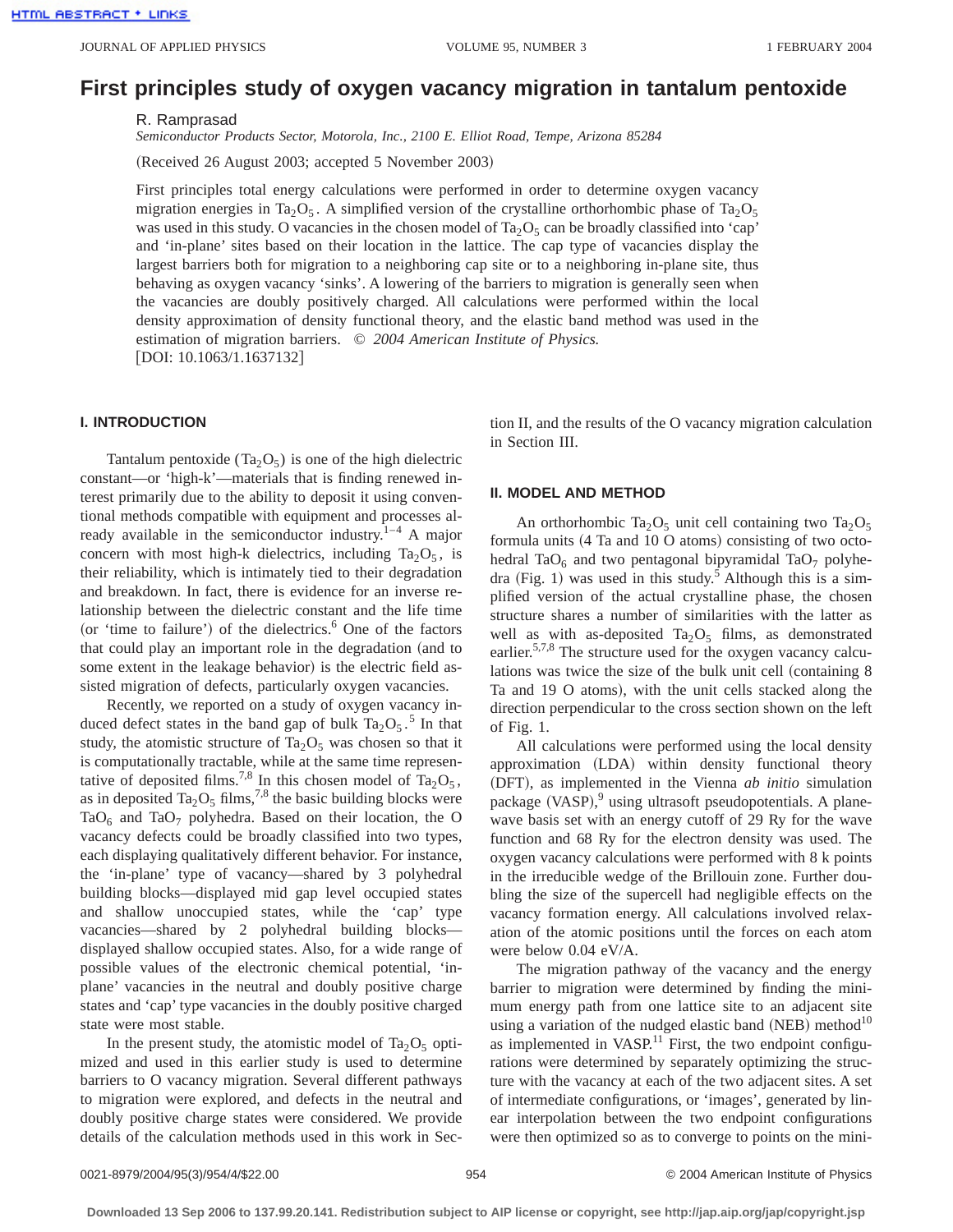# First principles study of oxygen vacancy migration in tantalum pentoxide

R. Ramprasad

*Semiconductor Products Sector, Motorola, Inc., 2100 E. Elliot Road, Tempe, Arizona 85284*

(Received 26 August 2003; accepted 5 November 2003)

First principles total energy calculations were performed in order to determine oxygen vacancy migration energies in $Ta_2O_5$. A simplified version of the crystalline orthorhombic phase of $Ta_2O_5$ was used in this study. O vacancies in the chosen model of $Ta_2O_5$ can be broadly classified into 'cap' and 'in-plane' sites based on their location in the lattice. The cap type of vacancies display the largest barriers both for migration to a neighboring cap site or to a neighboring in-plane site, thus behaving as oxygen vacancy 'sinks'. A lowering of the barriers to migration is generally seen when the vacancies are doubly positively charged. All calculations were performed within the local density approximation of density functional theory, and the elastic band method was used in the estimation of migration barriers. © *2004 American Institute of Physics.* [DOI: 10.1063/1.1637132]

## I. INTRODUCTION

Tantalum pentoxide ($Ta_2O_5$) is one of the high dielectric constant—or 'high-k'—materials that is finding renewed interest primarily due to the ability to deposit it using conventional methods compatible with equipment and processes already available in the semiconductor industry.[1–4] A major concern with most high-k dielectrics, including $Ta_2O_5$, is their reliability, which is intimately tied to their degradation and breakdown. In fact, there is evidence for an inverse relationship between the dielectric constant and the life time (or 'time to failure') of the dielectrics.[6] One of the factors that could play an important role in the degradation (and to some extent in the leakage behavior) is the electric field assisted migration of defects, particularly oxygen vacancies.

Recently, we reported on a study of oxygen vacancy induced defect states in the band gap of bulk $Ta_2O_5$.[5] In that study, the atomistic structure of $Ta_2O_5$ was chosen so that it is computationally tractable, while at the same time representative of deposited films.[7,8] In this chosen model of $Ta_2O_5$, as in deposited $Ta_2O_5$ films,[7,8] the basic building blocks were $TaO_6$ and $TaO_7$ polyhedra. Based on their location, the O vacancy defects could be broadly classified into two types, each displaying qualitatively different behavior. For instance, the 'in-plane' type of vacancy—shared by 3 polyhedral building blocks—displayed mid gap level occupied states and shallow unoccupied states, while the 'cap' type vacancies—shared by 2 polyhedral building blocks—displayed shallow occupied states. Also, for a wide range of possible values of the electronic chemical potential, 'in-plane' vacancies in the neutral and doubly positive charge states and 'cap' type vacancies in the doubly positive charged state were most stable.

In the present study, the atomistic model of $Ta_2O_5$ optimized and used in this earlier study is used to determine barriers to O vacancy migration. Several different pathways to migration were explored, and defects in the neutral and doubly positive charge states were considered. We provide details of the calculation methods used in this work in Section II, and the results of the O vacancy migration calculation in Section III.

## II. MODEL AND METHOD

An orthorhombic $Ta_2O_5$ unit cell containing two $Ta_2O_5$ formula units (4 Ta and 10 O atoms) consisting of two octohedral $TaO_6$ and two pentagonal bipyramidal $TaO_7$ polyhedra (Fig. 1) was used in this study.[5] Although this is a simplified version of the actual crystalline phase, the chosen structure shares a number of similarities with the latter as well as with as-deposited $Ta_2O_5$ films, as demonstrated earlier.[5,7,8] The structure used for the oxygen vacancy calculations was twice the size of the bulk unit cell (containing 8 Ta and 19 O atoms), with the unit cells stacked along the direction perpendicular to the cross section shown on the left of Fig. 1.

All calculations were performed using the local density approximation (LDA) within density functional theory (DFT), as implemented in the Vienna *ab initio* simulation package (VASP),[9] using ultrasoft pseudopotentials. A plane-wave basis set with an energy cutoff of 29 Ry for the wave function and 68 Ry for the electron density was used. The oxygen vacancy calculations were performed with 8 k points in the irreducible wedge of the Brillouin zone. Further doubling the size of the supercell had negligible effects on the vacancy formation energy. All calculations involved relaxation of the atomic positions until the forces on each atom were below 0.04 eV/A.

The migration pathway of the vacancy and the energy barrier to migration were determined by finding the minimum energy path from one lattice site to an adjacent site using a variation of the nudged elastic band (NEB) method[10] as implemented in VASP.[11] First, the two endpoint configurations were determined by separately optimizing the structure with the vacancy at each of the two adjacent sites. A set of intermediate configurations, or 'images', generated by linear interpolation between the two endpoint configurations were then optimized so as to converge to points on the mini-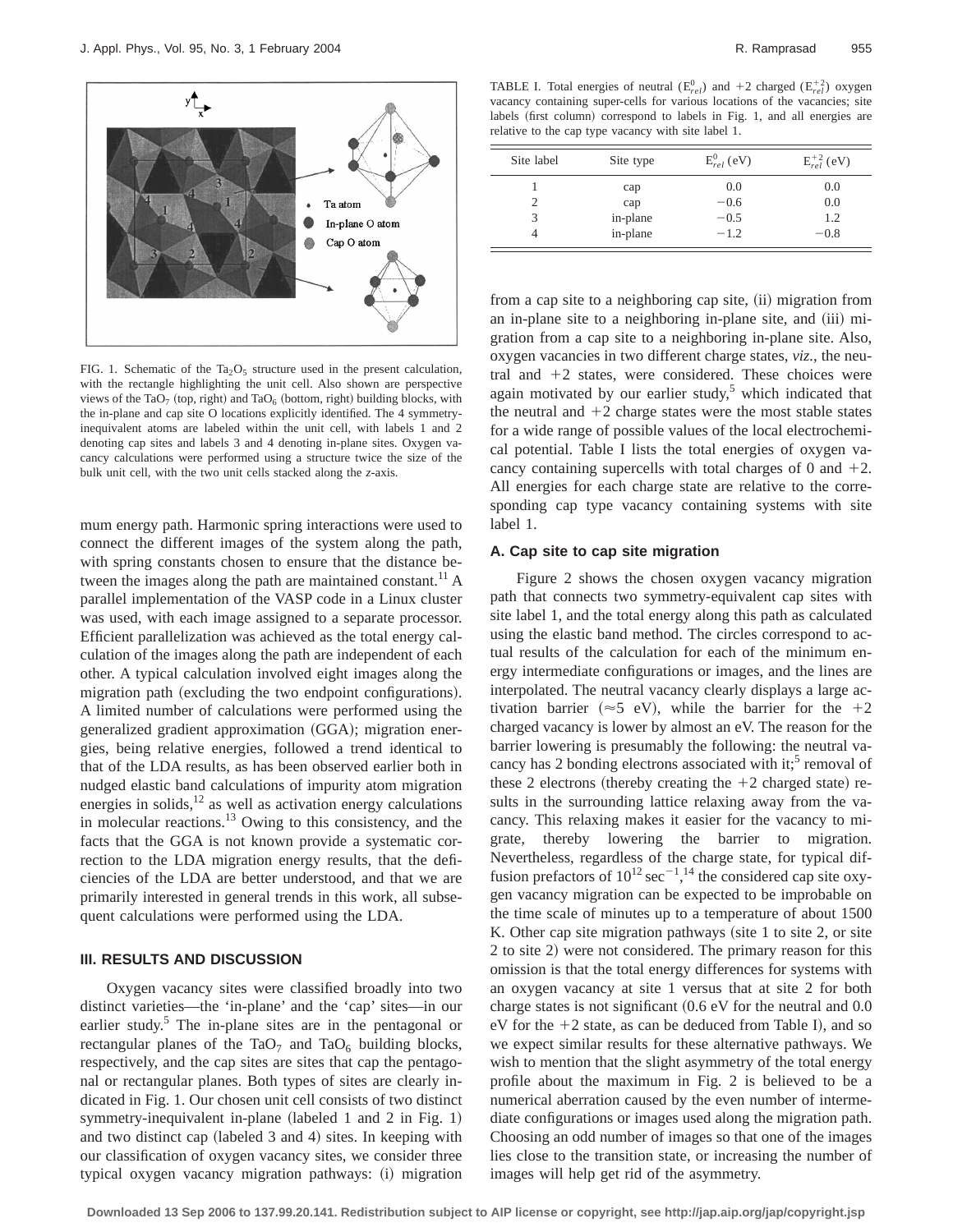FIG. 1. Schematic of the $Ta_2O_5$ structure used in the present calculation, with the rectangle highlighting the unit cell. Also shown are perspective views of the $TaO_7$ (top, right) and $TaO_6$ (bottom, right) building blocks, with the in-plane and cap site O locations explicitly identified. The 4 symmetry-inequivalent atoms are labeled within the unit cell, with labels 1 and 2 denoting cap sites and labels 3 and 4 denoting in-plane sites. Oxygen vacancy calculations were performed using a structure twice the size of the bulk unit cell, with the two unit cells stacked along the *z*-axis.

mum energy path. Harmonic spring interactions were used to connect the different images of the system along the path, with spring constants chosen to ensure that the distance between the images along the path are maintained constant.[11] A parallel implementation of the VASP code in a Linux cluster was used, with each image assigned to a separate processor. Efficient parallelization was achieved as the total energy calculation of the images along the path are independent of each other. A typical calculation involved eight images along the migration path (excluding the two endpoint configurations). A limited number of calculations were performed using the generalized gradient approximation (GGA); migration energies, being relative energies, followed a trend identical to that of the LDA results, as has been observed earlier both in nudged elastic band calculations of impurity atom migration energies in solids,[12] as well as activation energy calculations in molecular reactions.[13] Owing to this consistency, and the facts that the GGA is not known provide a systematic correction to the LDA migration energy results, that the deficiencies of the LDA are better understood, and that we are primarily interested in general trends in this work, all subsequent calculations were performed using the LDA.

## III. RESULTS AND DISCUSSION

Oxygen vacancy sites were classified broadly into two distinct varieties—the 'in-plane' and the 'cap' sites—in our earlier study.[5] The in-plane sites are in the pentagonal or rectangular planes of the $TaO_7$ and $TaO_6$ building blocks, respectively, and the cap sites are sites that cap the pentagonal or rectangular planes. Both types of sites are clearly indicated in Fig. 1. Our chosen unit cell consists of two distinct symmetry-inequivalent in-plane (labeled 1 and 2 in Fig. 1) and two distinct cap (labeled 3 and 4) sites. In keeping with our classification of oxygen vacancy sites, we consider three typical oxygen vacancy migration pathways: (i) migration from a cap site to a neighboring cap site, (ii) migration from an in-plane site to a neighboring in-plane site, and (iii) migration from a cap site to a neighboring in-plane site. Also, oxygen vacancies in two different charge states, *viz.*, the neutral and +2 states, were considered. These choices were again motivated by our earlier study,[5] which indicated that the neutral and +2 charge states were the most stable states for a wide range of possible values of the local electrochemical potential. Table I lists the total energies of oxygen vacancy containing supercells with total charges of 0 and +2. All energies for each charge state are relative to the corresponding cap type vacancy containing systems with site label 1.

TABLE I. Total energies of neutral ($E^0_{rel}$) and +2 charged ($E^{+2}_{rel}$) oxygen vacancy containing super-cells for various locations of the vacancies; site labels (first column) correspond to labels in Fig. 1, and all energies are relative to the cap type vacancy with site label 1.

| Site label | Site type | $E^0_{rel}$ (eV) | $E^{+2}_{rel}$ (eV) |
|---|---|---|---|
| 1 | cap | 0.0 | 0.0 |
| 2 | cap | −0.6 | 0.0 |
| 3 | in-plane | −0.5 | 1.2 |
| 4 | in-plane | −1.2 | −0.8 |

### A. Cap site to cap site migration

Figure 2 shows the chosen oxygen vacancy migration path that connects two symmetry-equivalent cap sites with site label 1, and the total energy along this path as calculated using the elastic band method. The circles correspond to actual results of the calculation for each of the minimum energy intermediate configurations or images, and the lines are interpolated. The neutral vacancy clearly displays a large activation barrier (≈5 eV), while the barrier for the +2 charged vacancy is lower by almost an eV. The reason for the barrier lowering is presumably the following: the neutral vacancy has 2 bonding electrons associated with it;[5] removal of these 2 electrons (thereby creating the +2 charged state) results in the surrounding lattice relaxing away from the vacancy. This relaxing makes it easier for the vacancy to migrate, thereby lowering the barrier to migration. Nevertheless, regardless of the charge state, for typical diffusion prefactors of $10^{12}\,\mathrm{sec}^{-1}$,[14] the considered cap site oxygen vacancy migration can be expected to be improbable on the time scale of minutes up to a temperature of about 1500 K. Other cap site migration pathways (site 1 to site 2, or site 2 to site 2) were not considered. The primary reason for this omission is that the total energy differences for systems with an oxygen vacancy at site 1 versus that at site 2 for both charge states is not significant (0.6 eV for the neutral and 0.0 eV for the +2 state, as can be deduced from Table I), and so we expect similar results for these alternative pathways. We wish to mention that the slight asymmetry of the total energy profile about the maximum in Fig. 2 is believed to be a numerical aberration caused by the even number of intermediate configurations or images used along the migration path. Choosing an odd number of images so that one of the images lies close to the transition state, or increasing the number of images will help get rid of the asymmetry.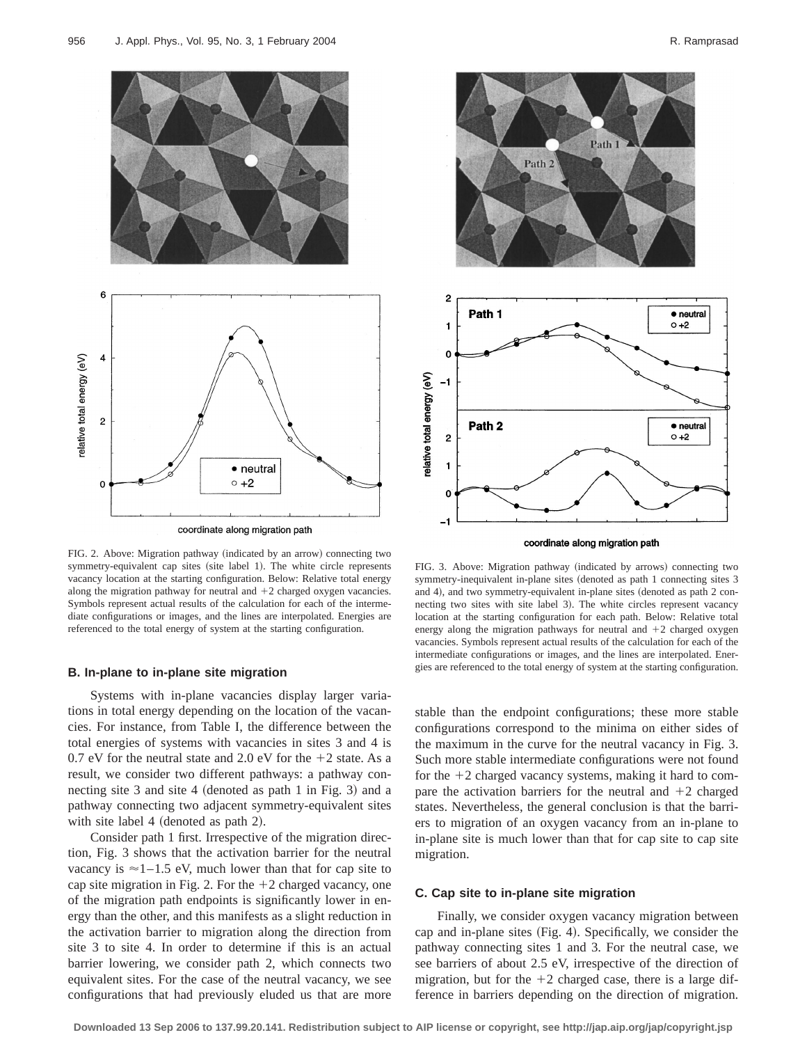FIG. 2. Above: Migration pathway (indicated by an arrow) connecting two symmetry-equivalent cap sites (site label 1). The white circle represents vacancy location at the starting configuration. Below: Relative total energy along the migration pathway for neutral and +2 charged oxygen vacancies. Symbols represent actual results of the calculation for each of the intermediate configurations or images, and the lines are interpolated. Energies are referenced to the total energy of system at the starting configuration.

FIG. 3. Above: Migration pathway (indicated by arrows) connecting two symmetry-inequivalent in-plane sites (denoted as path 1 connecting sites 3 and 4), and two symmetry-equivalent in-plane sites (denoted as path 2 connecting two sites with site label 3). The white circles represent vacancy location at the starting configuration for each path. Below: Relative total energy along the migration pathways for neutral and +2 charged oxygen vacancies. Symbols represent actual results of the calculation for each of the intermediate configurations or images, and the lines are interpolated. Energies are referenced to the total energy of system at the starting configuration.

### B. In-plane to in-plane site migration

Systems with in-plane vacancies display larger variations in total energy depending on the location of the vacancies. For instance, from Table I, the difference between the total energies of systems with vacancies in sites 3 and 4 is 0.7 eV for the neutral state and 2.0 eV for the +2 state. As a result, we consider two different pathways: a pathway connecting site 3 and site 4 (denoted as path 1 in Fig. 3) and a pathway connecting two adjacent symmetry-equivalent sites with site label 4 (denoted as path 2).

Consider path 1 first. Irrespective of the migration direction, Fig. 3 shows that the activation barrier for the neutral vacancy is ≈1–1.5 eV, much lower than that for cap site to cap site migration in Fig. 2. For the +2 charged vacancy, one of the migration path endpoints is significantly lower in energy than the other, and this manifests as a slight reduction in the activation barrier to migration along the direction from site 3 to site 4. In order to determine if this is an actual barrier lowering, we consider path 2, which connects two equivalent sites. For the case of the neutral vacancy, we see configurations that had previously eluded us that are more stable than the endpoint configurations; these more stable configurations correspond to the minima on either sides of the maximum in the curve for the neutral vacancy in Fig. 3. Such more stable intermediate configurations were not found for the +2 charged vacancy systems, making it hard to compare the activation barriers for the neutral and +2 charged states. Nevertheless, the general conclusion is that the barriers to migration of an oxygen vacancy from an in-plane to in-plane site is much lower than that for cap site to cap site migration.

### C. Cap site to in-plane site migration

Finally, we consider oxygen vacancy migration between cap and in-plane sites (Fig. 4). Specifically, we consider the pathway connecting sites 1 and 3. For the neutral case, we see barriers of about 2.5 eV, irrespective of the direction of migration, but for the +2 charged case, there is a large difference in barriers depending on the direction of migration.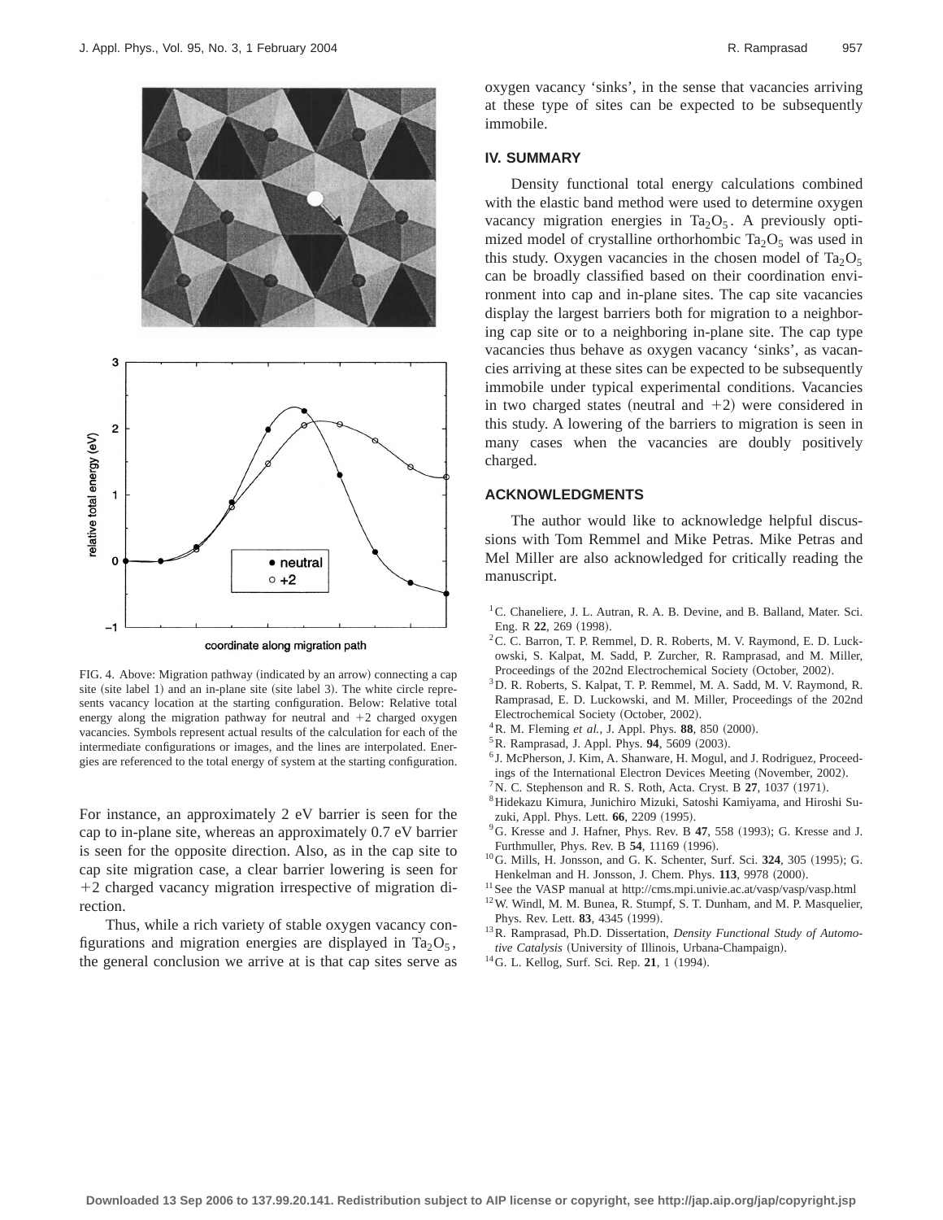3
2
1
0
−1
relative total energy (eV)
coordinate along migration path
• neutral
○ +2

FIG. 4. Above: Migration pathway (indicated by an arrow) connecting a cap site (site label 1) and an in-plane site (site label 3). The white circle represents vacancy location at the starting configuration. Below: Relative total energy along the migration pathway for neutral and +2 charged oxygen vacancies. Symbols represent actual results of the calculation for each of the intermediate configurations or images, and the lines are interpolated. Energies are referenced to the total energy of system at the starting configuration.

For instance, an approximately 2 eV barrier is seen for the cap to in-plane site, whereas an approximately 0.7 eV barrier is seen for the opposite direction. Also, as in the cap site to cap site migration case, a clear barrier lowering is seen for +2 charged vacancy migration irrespective of migration direction.

Thus, while a rich variety of stable oxygen vacancy configurations and migration energies are displayed in $Ta_2O_5$, the general conclusion we arrive at is that cap sites serve as oxygen vacancy 'sinks', in the sense that vacancies arriving at these type of sites can be expected to be subsequently immobile.

## IV. SUMMARY

Density functional total energy calculations combined with the elastic band method were used to determine oxygen vacancy migration energies in $Ta_2O_5$. A previously optimized model of crystalline orthorhombic $Ta_2O_5$ was used in this study. Oxygen vacancies in the chosen model of $Ta_2O_5$ can be broadly classified based on their coordination environment into cap and in-plane sites. The cap site vacancies display the largest barriers both for migration to a neighboring cap site or to a neighboring in-plane site. The cap type vacancies thus behave as oxygen vacancy 'sinks', as vacancies arriving at these sites can be expected to be subsequently immobile under typical experimental conditions. Vacancies in two charged states (neutral and +2) were considered in this study. A lowering of the barriers to migration is seen in many cases when the vacancies are doubly positively charged.

## ACKNOWLEDGMENTS

The author would like to acknowledge helpful discussions with Tom Remmel and Mike Petras. Mike Petras and Mel Miller are also acknowledged for critically reading the manuscript.

[1] C. Chaneliere, J. L. Autran, R. A. B. Devine, and B. Balland, Mater. Sci. Eng. R **22**, 269 (1998).
[2] C. C. Barron, T. P. Remmel, D. R. Roberts, M. V. Raymond, E. D. Luckowski, S. Kalpat, M. Sadd, P. Zurcher, R. Ramprasad, and M. Miller, Proceedings of the 202nd Electrochemical Society (October, 2002).
[3] D. R. Roberts, S. Kalpat, T. P. Remmel, M. A. Sadd, M. V. Raymond, R. Ramprasad, E. D. Luckowski, and M. Miller, Proceedings of the 202nd Electrochemical Society (October, 2002).
[4] R. M. Fleming *et al.*, J. Appl. Phys. **88**, 850 (2000).
[5] R. Ramprasad, J. Appl. Phys. **94**, 5609 (2003).
[6] J. McPherson, J. Kim, A. Shanware, H. Mogul, and J. Rodriguez, Proceedings of the International Electron Devices Meeting (November, 2002).
[7] N. C. Stephenson and R. S. Roth, Acta. Cryst. B **27**, 1037 (1971).
[8] Hidekazu Kimura, Junichiro Mizuki, Satoshi Kamiyama, and Hiroshi Suzuki, Appl. Phys. Lett. **66**, 2209 (1995).
[9] G. Kresse and J. Hafner, Phys. Rev. B **47**, 558 (1993); G. Kresse and J. Furthmuller, Phys. Rev. B **54**, 11169 (1996).
[10] G. Mills, H. Jonsson, and G. K. Schenter, Surf. Sci. **324**, 305 (1995); G. Henkelman and H. Jonsson, J. Chem. Phys. **113**, 9978 (2000).
[11] See the VASP manual at http://cms.mpi.univie.ac.at/vasp/vasp/vasp.html
[12] W. Windl, M. M. Bunea, R. Stumpf, S. T. Dunham, and M. P. Masquelier, Phys. Rev. Lett. **83**, 4345 (1999).
[13] R. Ramprasad, Ph.D. Dissertation, *Density Functional Study of Automotive Catalysis* (University of Illinois, Urbana-Champaign).
[14] G. L. Kellog, Surf. Sci. Rep. **21**, 1 (1994).